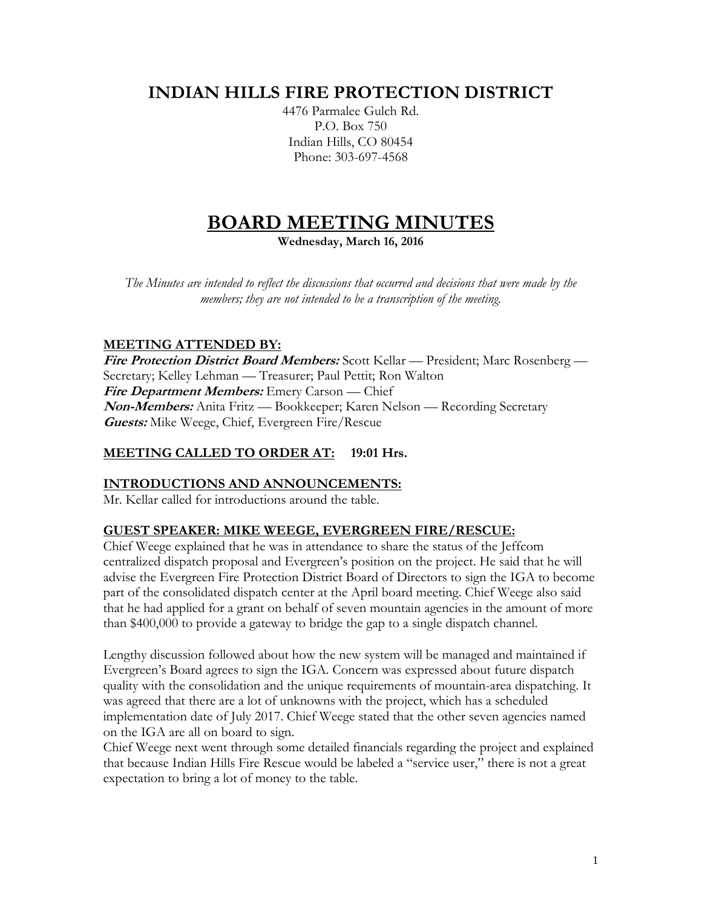# INDIAN HILLS FIRE PROTECTION DISTRICT

4476 Parmalee Gulch Rd.
P.O. Box 750
Indian Hills, CO 80454
Phone: 303-697-4568

# BOARD MEETING MINUTES

**Wednesday, March 16, 2016**

*The Minutes are intended to reflect the discussions that occurred and decisions that were made by the members; they are not intended to be a transcription of the meeting.*

## MEETING ATTENDED BY:

***Fire Protection District Board Members:*** Scott Kellar — President; Marc Rosenberg — Secretary; Kelley Lehman — Treasurer; Paul Pettit; Ron Walton
***Fire Department Members:*** Emery Carson — Chief
***Non-Members:*** Anita Fritz — Bookkeeper; Karen Nelson — Recording Secretary
***Guests:*** Mike Weege, Chief, Evergreen Fire/Rescue

## MEETING CALLED TO ORDER AT: 19:01 Hrs.

## INTRODUCTIONS AND ANNOUNCEMENTS:

Mr. Kellar called for introductions around the table.

## GUEST SPEAKER: MIKE WEEGE, EVERGREEN FIRE/RESCUE:

Chief Weege explained that he was in attendance to share the status of the Jeffcom centralized dispatch proposal and Evergreen's position on the project. He said that he will advise the Evergreen Fire Protection District Board of Directors to sign the IGA to become part of the consolidated dispatch center at the April board meeting. Chief Weege also said that he had applied for a grant on behalf of seven mountain agencies in the amount of more than $400,000 to provide a gateway to bridge the gap to a single dispatch channel.

Lengthy discussion followed about how the new system will be managed and maintained if Evergreen's Board agrees to sign the IGA. Concern was expressed about future dispatch quality with the consolidation and the unique requirements of mountain-area dispatching. It was agreed that there are a lot of unknowns with the project, which has a scheduled implementation date of July 2017. Chief Weege stated that the other seven agencies named on the IGA are all on board to sign.

Chief Weege next went through some detailed financials regarding the project and explained that because Indian Hills Fire Rescue would be labeled a "service user," there is not a great expectation to bring a lot of money to the table.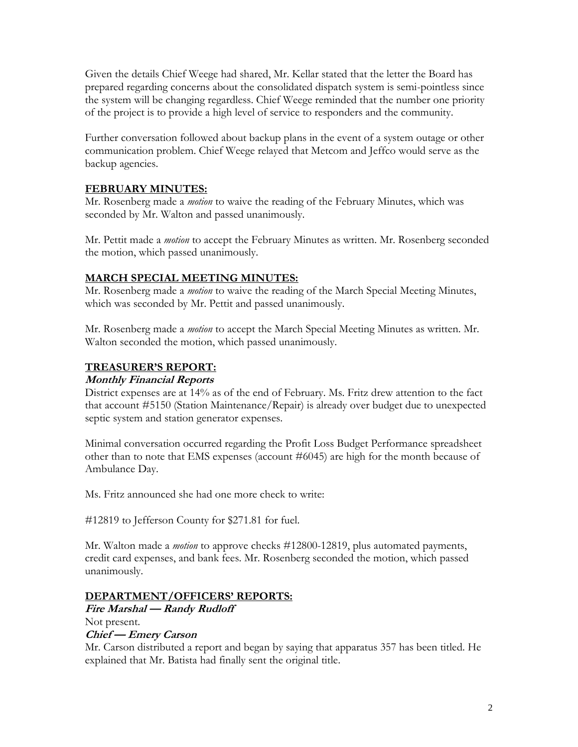Given the details Chief Weege had shared, Mr. Kellar stated that the letter the Board has prepared regarding concerns about the consolidated dispatch system is semi-pointless since the system will be changing regardless. Chief Weege reminded that the number one priority of the project is to provide a high level of service to responders and the community.

Further conversation followed about backup plans in the event of a system outage or other communication problem. Chief Weege relayed that Metcom and Jeffco would serve as the backup agencies.

## FEBRUARY MINUTES:

Mr. Rosenberg made a *motion* to waive the reading of the February Minutes, which was seconded by Mr. Walton and passed unanimously.

Mr. Pettit made a *motion* to accept the February Minutes as written. Mr. Rosenberg seconded the motion, which passed unanimously.

## MARCH SPECIAL MEETING MINUTES:

Mr. Rosenberg made a *motion* to waive the reading of the March Special Meeting Minutes, which was seconded by Mr. Pettit and passed unanimously.

Mr. Rosenberg made a *motion* to accept the March Special Meeting Minutes as written. Mr. Walton seconded the motion, which passed unanimously.

## TREASURER'S REPORT:

### *Monthly Financial Reports*

District expenses are at 14% as of the end of February. Ms. Fritz drew attention to the fact that account #5150 (Station Maintenance/Repair) is already over budget due to unexpected septic system and station generator expenses.

Minimal conversation occurred regarding the Profit Loss Budget Performance spreadsheet other than to note that EMS expenses (account #6045) are high for the month because of Ambulance Day.

Ms. Fritz announced she had one more check to write:

#12819 to Jefferson County for $271.81 for fuel.

Mr. Walton made a *motion* to approve checks #12800-12819, plus automated payments, credit card expenses, and bank fees. Mr. Rosenberg seconded the motion, which passed unanimously.

## DEPARTMENT/OFFICERS' REPORTS:

### *Fire Marshal — Randy Rudloff*

Not present.

### *Chief — Emery Carson*

Mr. Carson distributed a report and began by saying that apparatus 357 has been titled. He explained that Mr. Batista had finally sent the original title.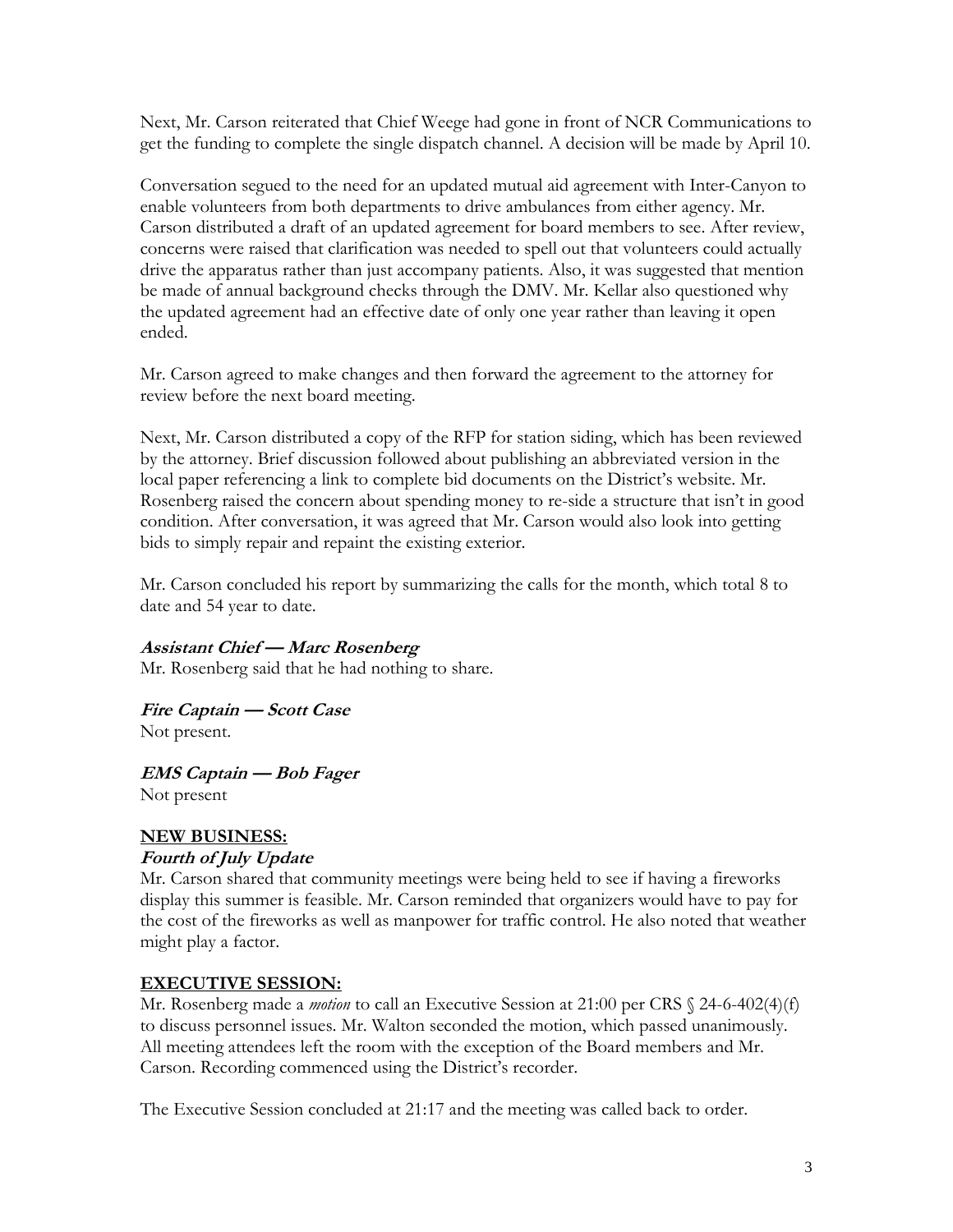Next, Mr. Carson reiterated that Chief Weege had gone in front of NCR Communications to get the funding to complete the single dispatch channel. A decision will be made by April 10.

Conversation segued to the need for an updated mutual aid agreement with Inter-Canyon to enable volunteers from both departments to drive ambulances from either agency. Mr. Carson distributed a draft of an updated agreement for board members to see. After review, concerns were raised that clarification was needed to spell out that volunteers could actually drive the apparatus rather than just accompany patients. Also, it was suggested that mention be made of annual background checks through the DMV. Mr. Kellar also questioned why the updated agreement had an effective date of only one year rather than leaving it open ended.

Mr. Carson agreed to make changes and then forward the agreement to the attorney for review before the next board meeting.

Next, Mr. Carson distributed a copy of the RFP for station siding, which has been reviewed by the attorney. Brief discussion followed about publishing an abbreviated version in the local paper referencing a link to complete bid documents on the District's website. Mr. Rosenberg raised the concern about spending money to re-side a structure that isn't in good condition. After conversation, it was agreed that Mr. Carson would also look into getting bids to simply repair and repaint the existing exterior.

Mr. Carson concluded his report by summarizing the calls for the month, which total 8 to date and 54 year to date.

***Assistant Chief — Marc Rosenberg***
Mr. Rosenberg said that he had nothing to share.

***Fire Captain — Scott Case***
Not present.

***EMS Captain — Bob Fager***
Not present

## NEW BUSINESS:

***Fourth of July Update***
Mr. Carson shared that community meetings were being held to see if having a fireworks display this summer is feasible. Mr. Carson reminded that organizers would have to pay for the cost of the fireworks as well as manpower for traffic control. He also noted that weather might play a factor.

## EXECUTIVE SESSION:

Mr. Rosenberg made a *motion* to call an Executive Session at 21:00 per CRS § 24-6-402(4)(f) to discuss personnel issues. Mr. Walton seconded the motion, which passed unanimously. All meeting attendees left the room with the exception of the Board members and Mr. Carson. Recording commenced using the District's recorder.

The Executive Session concluded at 21:17 and the meeting was called back to order.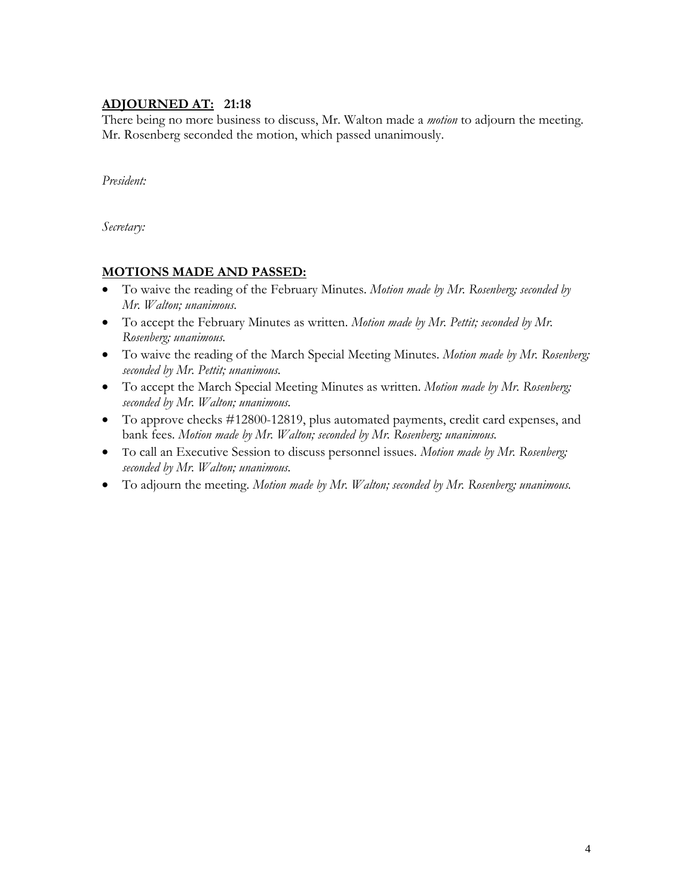## ADJOURNED AT: 21:18

There being no more business to discuss, Mr. Walton made a *motion* to adjourn the meeting. Mr. Rosenberg seconded the motion, which passed unanimously.

*President:*

*Secretary:*

## MOTIONS MADE AND PASSED:

- To waive the reading of the February Minutes. *Motion made by Mr. Rosenberg; seconded by Mr. Walton; unanimous.*
- To accept the February Minutes as written. *Motion made by Mr. Pettit; seconded by Mr. Rosenberg; unanimous.*
- To waive the reading of the March Special Meeting Minutes. *Motion made by Mr. Rosenberg; seconded by Mr. Pettit; unanimous.*
- To accept the March Special Meeting Minutes as written. *Motion made by Mr. Rosenberg; seconded by Mr. Walton; unanimous.*
- To approve checks #12800-12819, plus automated payments, credit card expenses, and bank fees. *Motion made by Mr. Walton; seconded by Mr. Rosenberg; unanimous.*
- To call an Executive Session to discuss personnel issues. *Motion made by Mr. Rosenberg; seconded by Mr. Walton; unanimous.*
- To adjourn the meeting. *Motion made by Mr. Walton; seconded by Mr. Rosenberg; unanimous.*